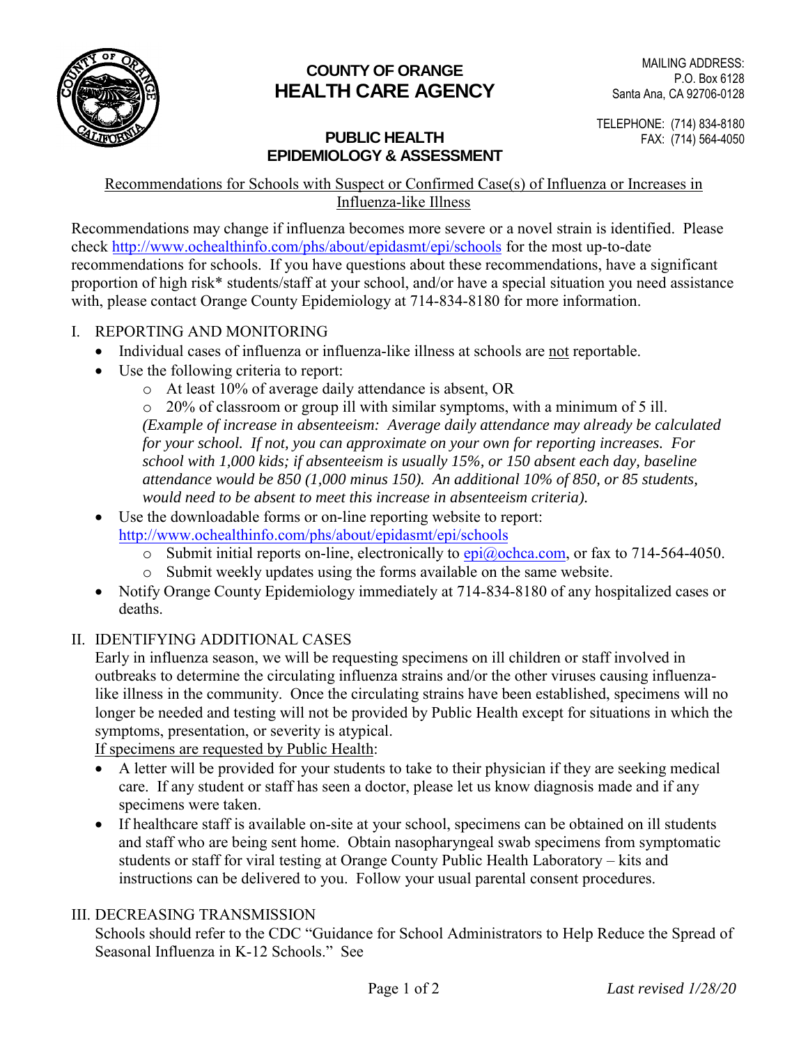# COUNTY OF ORANGE
# HEALTH CARE AGENCY

MAILING ADDRESS:
P.O. Box 6128
Santa Ana, CA 92706-0128

TELEPHONE: (714) 834-8180
FAX: (714) 564-4050

## PUBLIC HEALTH
## EPIDEMIOLOGY & ASSESSMENT

Recommendations for Schools with Suspect or Confirmed Case(s) of Influenza or Increases in Influenza-like Illness

Recommendations may change if influenza becomes more severe or a novel strain is identified. Please check http://www.ochealthinfo.com/phs/about/epidasmt/epi/schools for the most up-to-date recommendations for schools. If you have questions about these recommendations, have a significant proportion of high risk* students/staff at your school, and/or have a special situation you need assistance with, please contact Orange County Epidemiology at 714-834-8180 for more information.

## I. REPORTING AND MONITORING

- Individual cases of influenza or influenza-like illness at schools are not reportable.
- Use the following criteria to report:
  - At least 10% of average daily attendance is absent, OR
  - 20% of classroom or group ill with similar symptoms, with a minimum of 5 ill.

  *(Example of increase in absenteeism: Average daily attendance may already be calculated for your school. If not, you can approximate on your own for reporting increases. For school with 1,000 kids; if absenteeism is usually 15%, or 150 absent each day, baseline attendance would be 850 (1,000 minus 150). An additional 10% of 850, or 85 students, would need to be absent to meet this increase in absenteeism criteria).*
- Use the downloadable forms or on-line reporting website to report: http://www.ochealthinfo.com/phs/about/epidasmt/epi/schools
  - Submit initial reports on-line, electronically to epi@ochca.com, or fax to 714-564-4050.
  - Submit weekly updates using the forms available on the same website.
- Notify Orange County Epidemiology immediately at 714-834-8180 of any hospitalized cases or deaths.

## II. IDENTIFYING ADDITIONAL CASES

Early in influenza season, we will be requesting specimens on ill children or staff involved in outbreaks to determine the circulating influenza strains and/or the other viruses causing influenza-like illness in the community. Once the circulating strains have been established, specimens will no longer be needed and testing will not be provided by Public Health except for situations in which the symptoms, presentation, or severity is atypical.

If specimens are requested by Public Health:

- A letter will be provided for your students to take to their physician if they are seeking medical care. If any student or staff has seen a doctor, please let us know diagnosis made and if any specimens were taken.
- If healthcare staff is available on-site at your school, specimens can be obtained on ill students and staff who are being sent home. Obtain nasopharyngeal swab specimens from symptomatic students or staff for viral testing at Orange County Public Health Laboratory – kits and instructions can be delivered to you. Follow your usual parental consent procedures.

## III. DECREASING TRANSMISSION

Schools should refer to the CDC "Guidance for School Administrators to Help Reduce the Spread of Seasonal Influenza in K-12 Schools." See

*Last revised 1/28/20*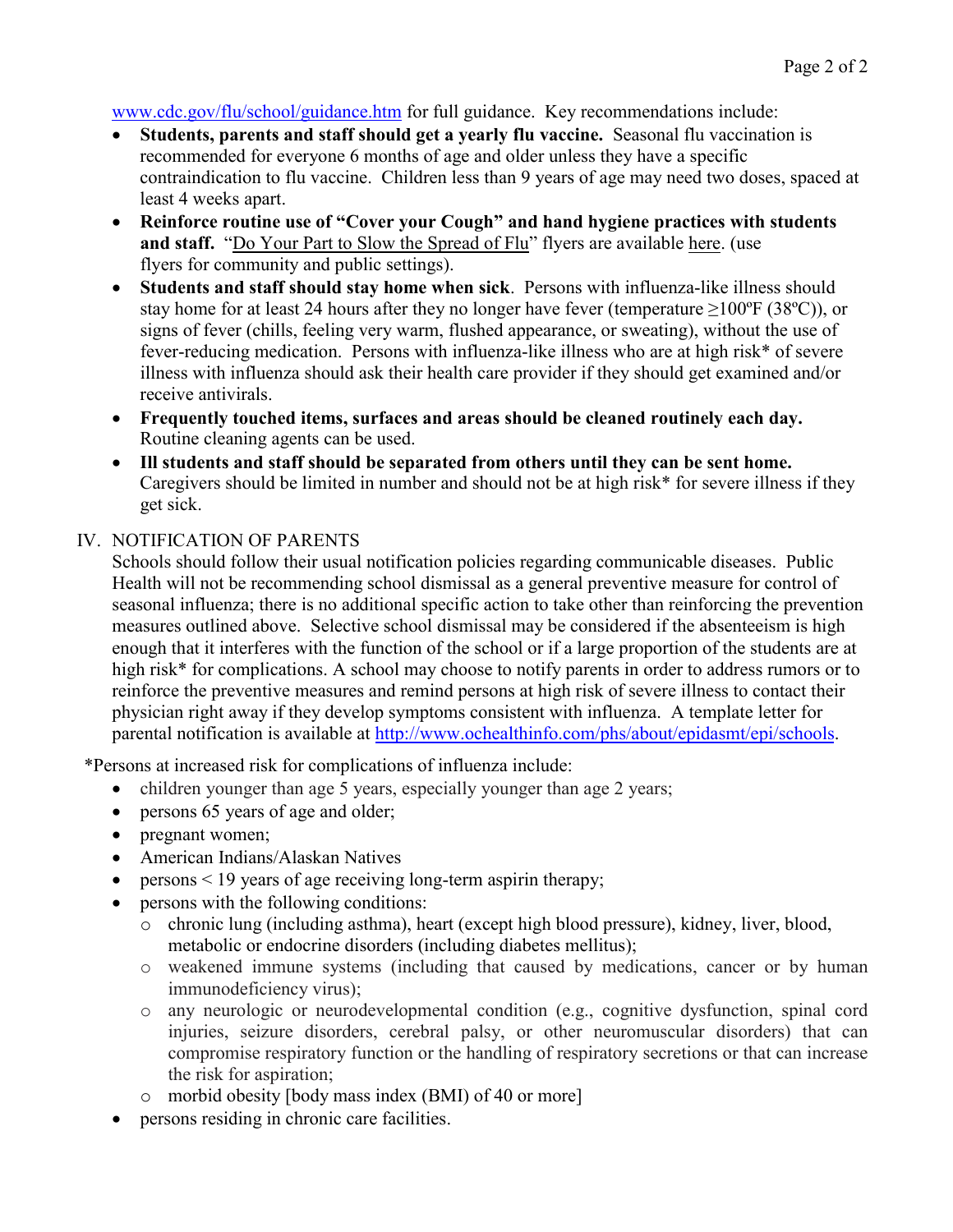www.cdc.gov/flu/school/guidance.htm for full guidance. Key recommendations include:

- **Students, parents and staff should get a yearly flu vaccine.** Seasonal flu vaccination is recommended for everyone 6 months of age and older unless they have a specific contraindication to flu vaccine. Children less than 9 years of age may need two doses, spaced at least 4 weeks apart.
- **Reinforce routine use of "Cover your Cough" and hand hygiene practices with students and staff.** "Do Your Part to Slow the Spread of Flu" flyers are available here. (use flyers for community and public settings).
- **Students and staff should stay home when sick**. Persons with influenza-like illness should stay home for at least 24 hours after they no longer have fever (temperature ≥100ºF (38ºC)), or signs of fever (chills, feeling very warm, flushed appearance, or sweating), without the use of fever-reducing medication. Persons with influenza-like illness who are at high risk* of severe illness with influenza should ask their health care provider if they should get examined and/or receive antivirals.
- **Frequently touched items, surfaces and areas should be cleaned routinely each day.** Routine cleaning agents can be used.
- **Ill students and staff should be separated from others until they can be sent home.** Caregivers should be limited in number and should not be at high risk* for severe illness if they get sick.

## IV. NOTIFICATION OF PARENTS

Schools should follow their usual notification policies regarding communicable diseases. Public Health will not be recommending school dismissal as a general preventive measure for control of seasonal influenza; there is no additional specific action to take other than reinforcing the prevention measures outlined above. Selective school dismissal may be considered if the absenteeism is high enough that it interferes with the function of the school or if a large proportion of the students are at high risk* for complications. A school may choose to notify parents in order to address rumors or to reinforce the preventive measures and remind persons at high risk of severe illness to contact their physician right away if they develop symptoms consistent with influenza. A template letter for parental notification is available at http://www.ochealthinfo.com/phs/about/epidasmt/epi/schools.

*Persons at increased risk for complications of influenza include:

- children younger than age 5 years, especially younger than age 2 years;
- persons 65 years of age and older;
- pregnant women;
- American Indians/Alaskan Natives
- persons < 19 years of age receiving long-term aspirin therapy;
- persons with the following conditions:
  - chronic lung (including asthma), heart (except high blood pressure), kidney, liver, blood, metabolic or endocrine disorders (including diabetes mellitus);
  - weakened immune systems (including that caused by medications, cancer or by human immunodeficiency virus);
  - any neurologic or neurodevelopmental condition (e.g., cognitive dysfunction, spinal cord injuries, seizure disorders, cerebral palsy, or other neuromuscular disorders) that can compromise respiratory function or the handling of respiratory secretions or that can increase the risk for aspiration;
  - morbid obesity [body mass index (BMI) of 40 or more]
- persons residing in chronic care facilities.